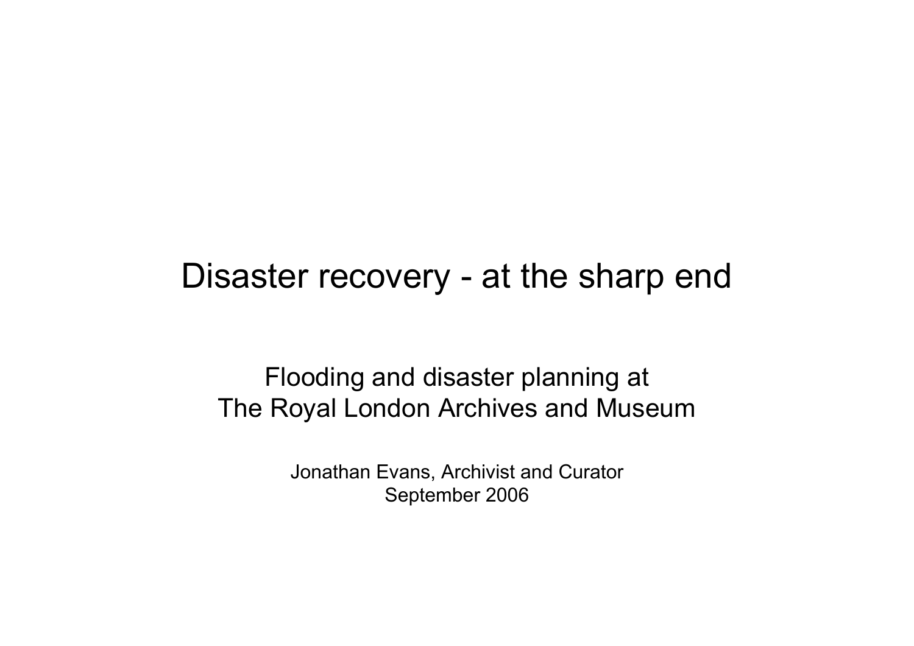# Disaster recovery - at the sharp end

Flooding and disaster planning at
The Royal London Archives and Museum

Jonathan Evans, Archivist and Curator
September 2006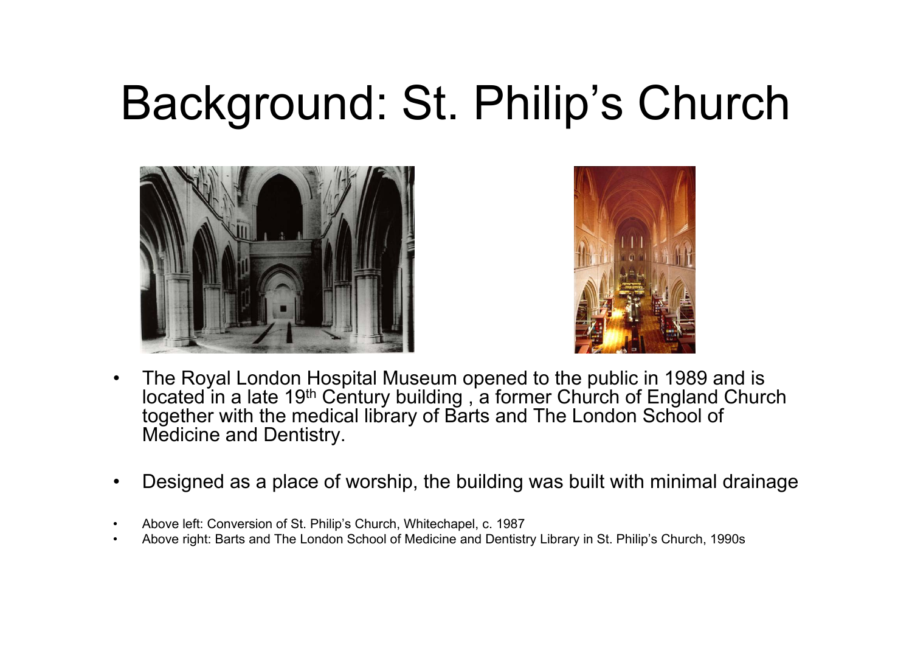# Background: St. Philip's Church

- The Royal London Hospital Museum opened to the public in 1989 and is located in a late 19th Century building , a former Church of England Church together with the medical library of Barts and The London School of Medicine and Dentistry.

- Designed as a place of worship, the building was built with minimal drainage

- Above left: Conversion of St. Philip's Church, Whitechapel, c. 1987
- Above right: Barts and The London School of Medicine and Dentistry Library in St. Philip's Church, 1990s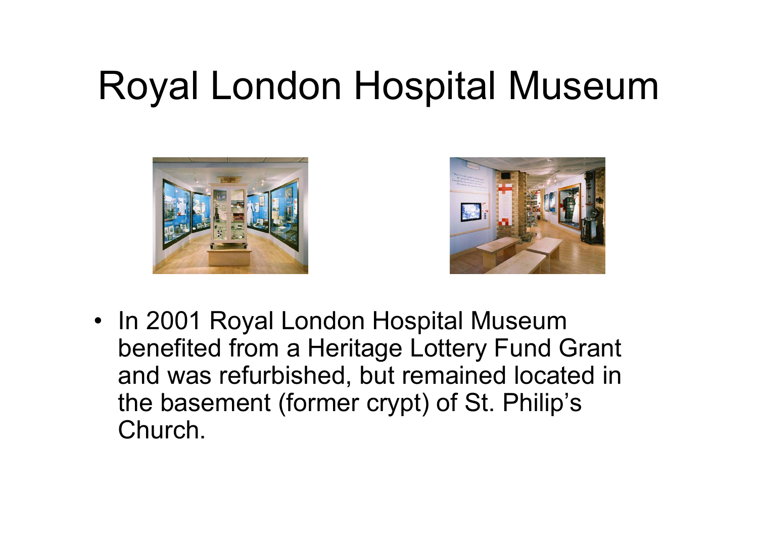# Royal London Hospital Museum

- In 2001 Royal London Hospital Museum benefited from a Heritage Lottery Fund Grant and was refurbished, but remained located in the basement (former crypt) of St. Philip's Church.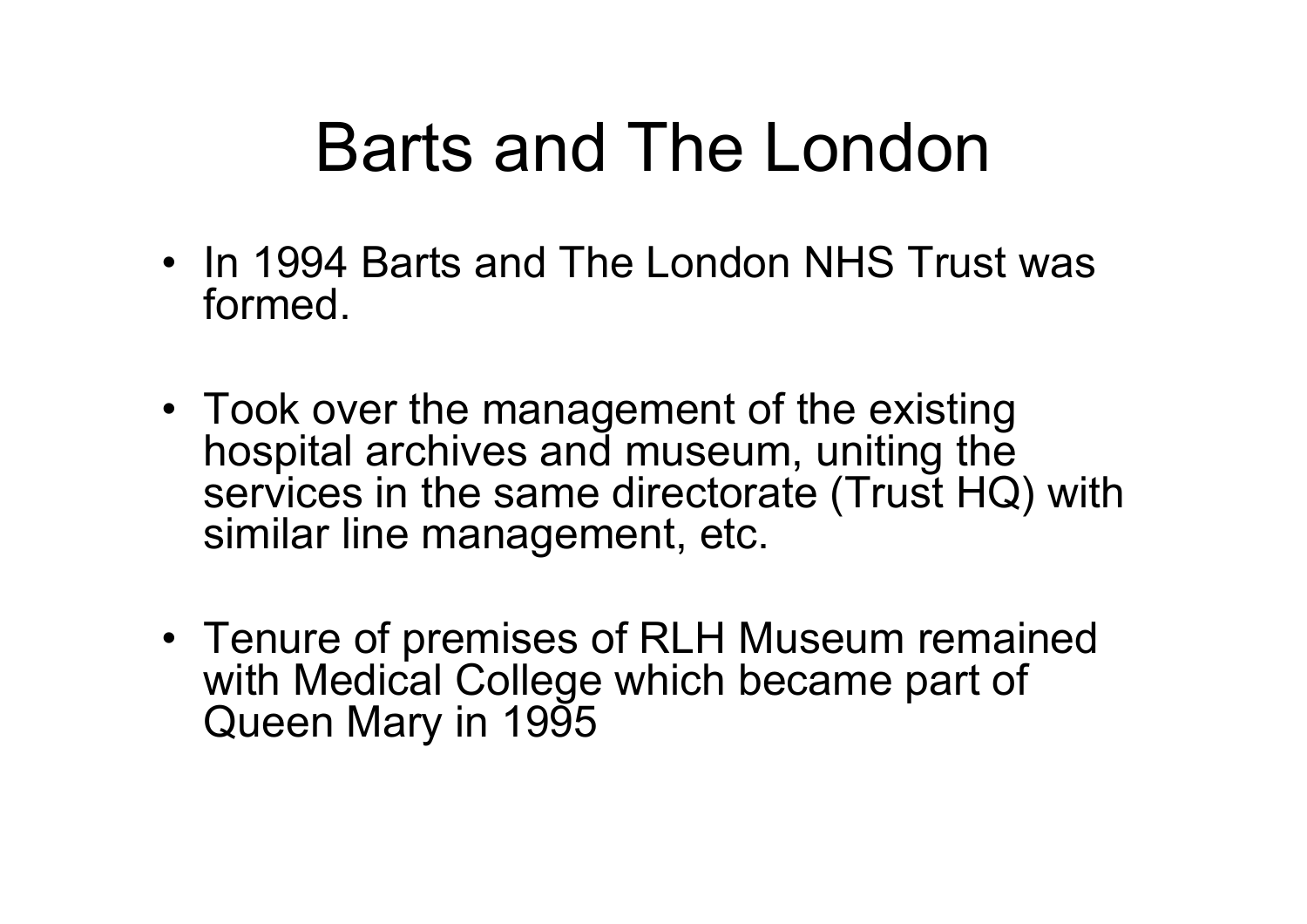# Barts and The London

- In 1994 Barts and The London NHS Trust was formed.
- Took over the management of the existing hospital archives and museum, uniting the services in the same directorate (Trust HQ) with similar line management, etc.
- Tenure of premises of RLH Museum remained with Medical College which became part of Queen Mary in 1995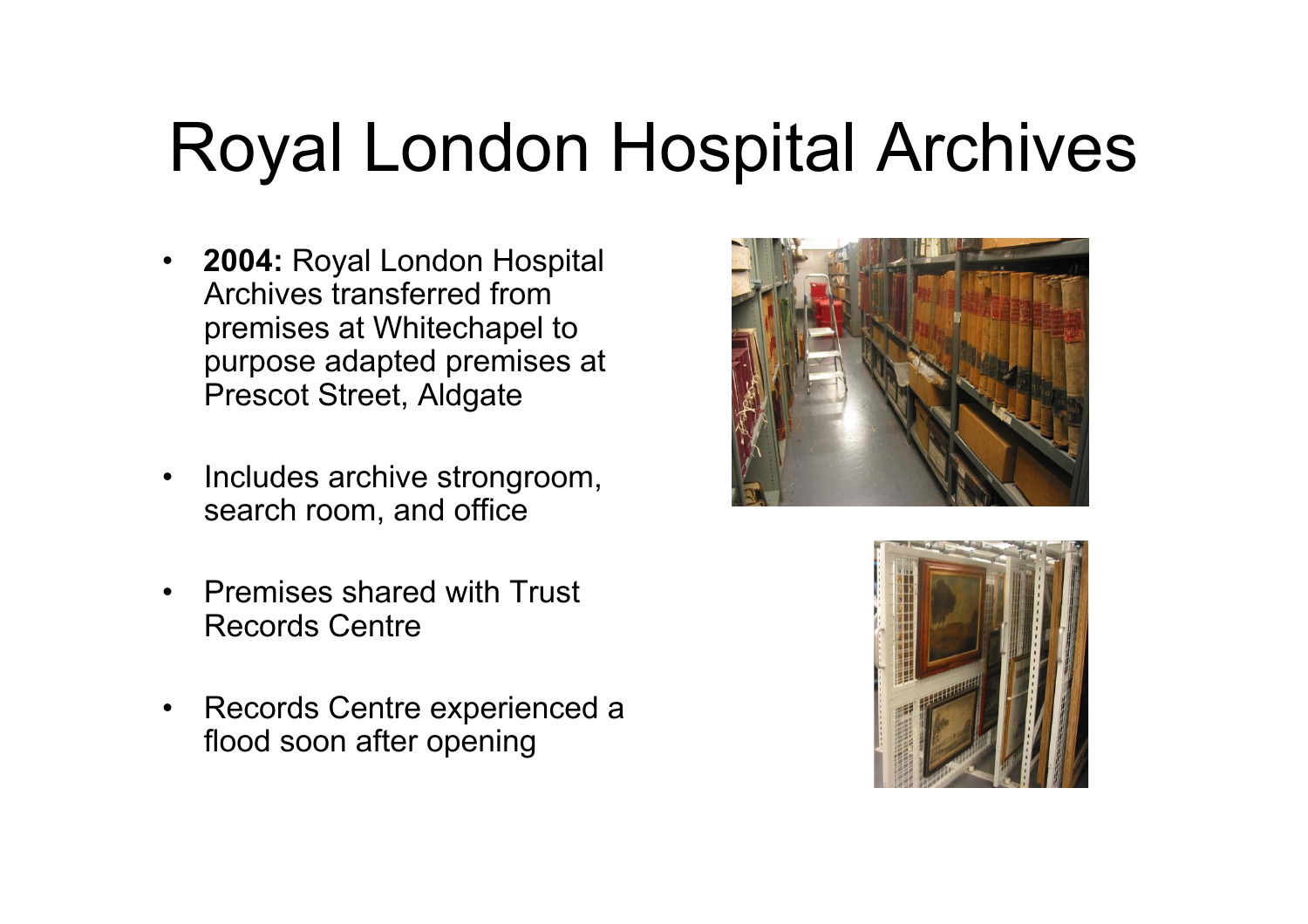# Royal London Hospital Archives

- **2004:** Royal London Hospital Archives transferred from premises at Whitechapel to purpose adapted premises at Prescot Street, Aldgate
- Includes archive strongroom, search room, and office
- Premises shared with Trust Records Centre
- Records Centre experienced a flood soon after opening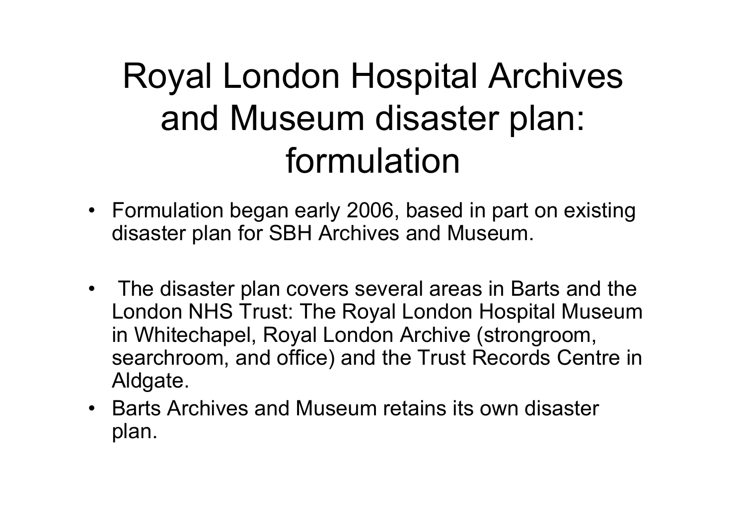# Royal London Hospital Archives and Museum disaster plan: formulation

- Formulation began early 2006, based in part on existing disaster plan for SBH Archives and Museum.
- The disaster plan covers several areas in Barts and the London NHS Trust: The Royal London Hospital Museum in Whitechapel, Royal London Archive (strongroom, searchroom, and office) and the Trust Records Centre in Aldgate.
- Barts Archives and Museum retains its own disaster plan.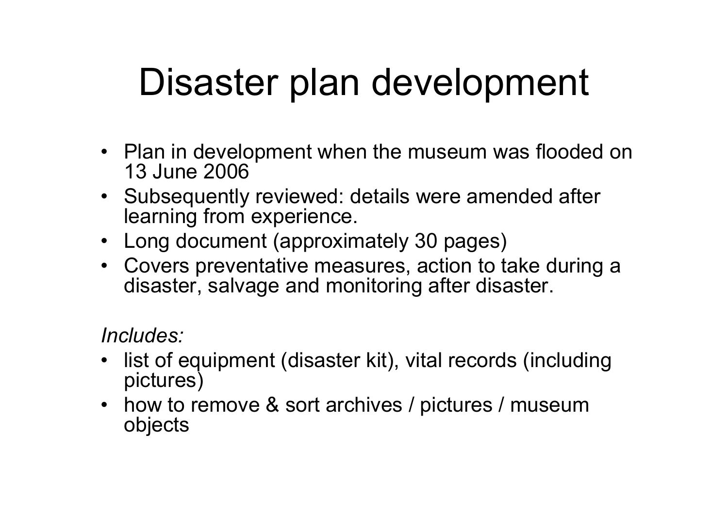# Disaster plan development

- Plan in development when the museum was flooded on 13 June 2006
- Subsequently reviewed: details were amended after learning from experience.
- Long document (approximately 30 pages)
- Covers preventative measures, action to take during a disaster, salvage and monitoring after disaster.

*Includes:*

- list of equipment (disaster kit), vital records (including pictures)
- how to remove & sort archives / pictures / museum objects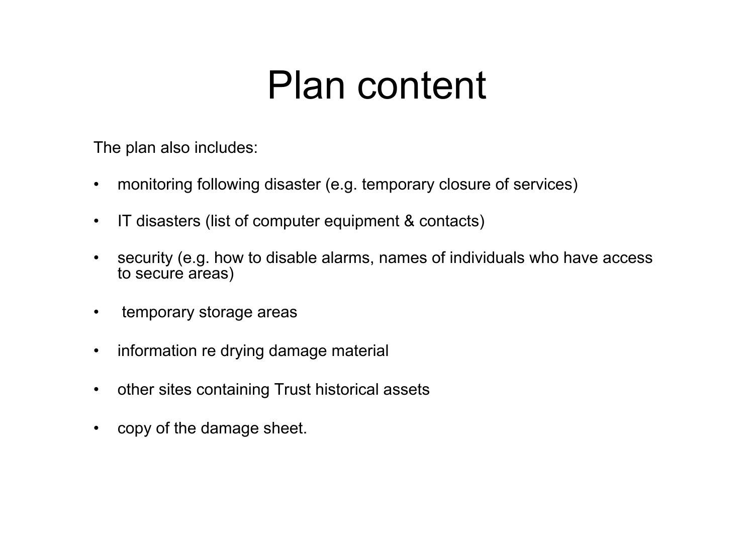# Plan content

The plan also includes:

- monitoring following disaster (e.g. temporary closure of services)
- IT disasters (list of computer equipment & contacts)
- security (e.g. how to disable alarms, names of individuals who have access to secure areas)
- temporary storage areas
- information re drying damage material
- other sites containing Trust historical assets
- copy of the damage sheet.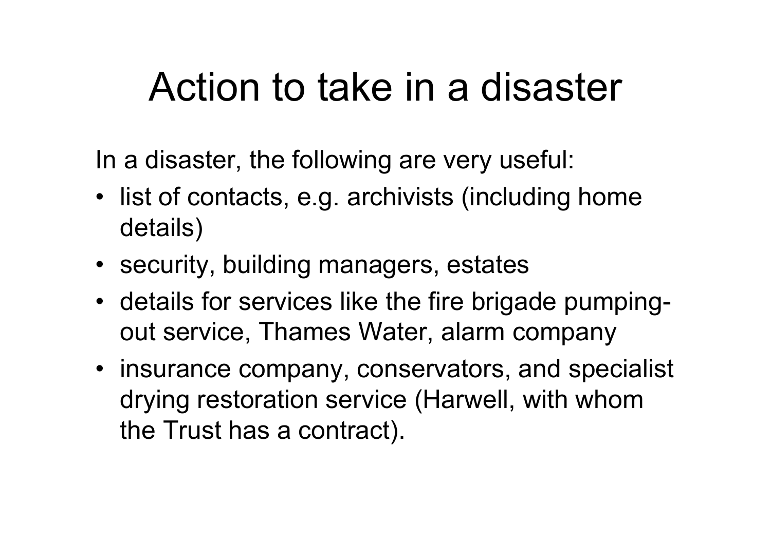# Action to take in a disaster

In a disaster, the following are very useful:

- list of contacts, e.g. archivists (including home details)
- security, building managers, estates
- details for services like the fire brigade pumping-out service, Thames Water, alarm company
- insurance company, conservators, and specialist drying restoration service (Harwell, with whom the Trust has a contract).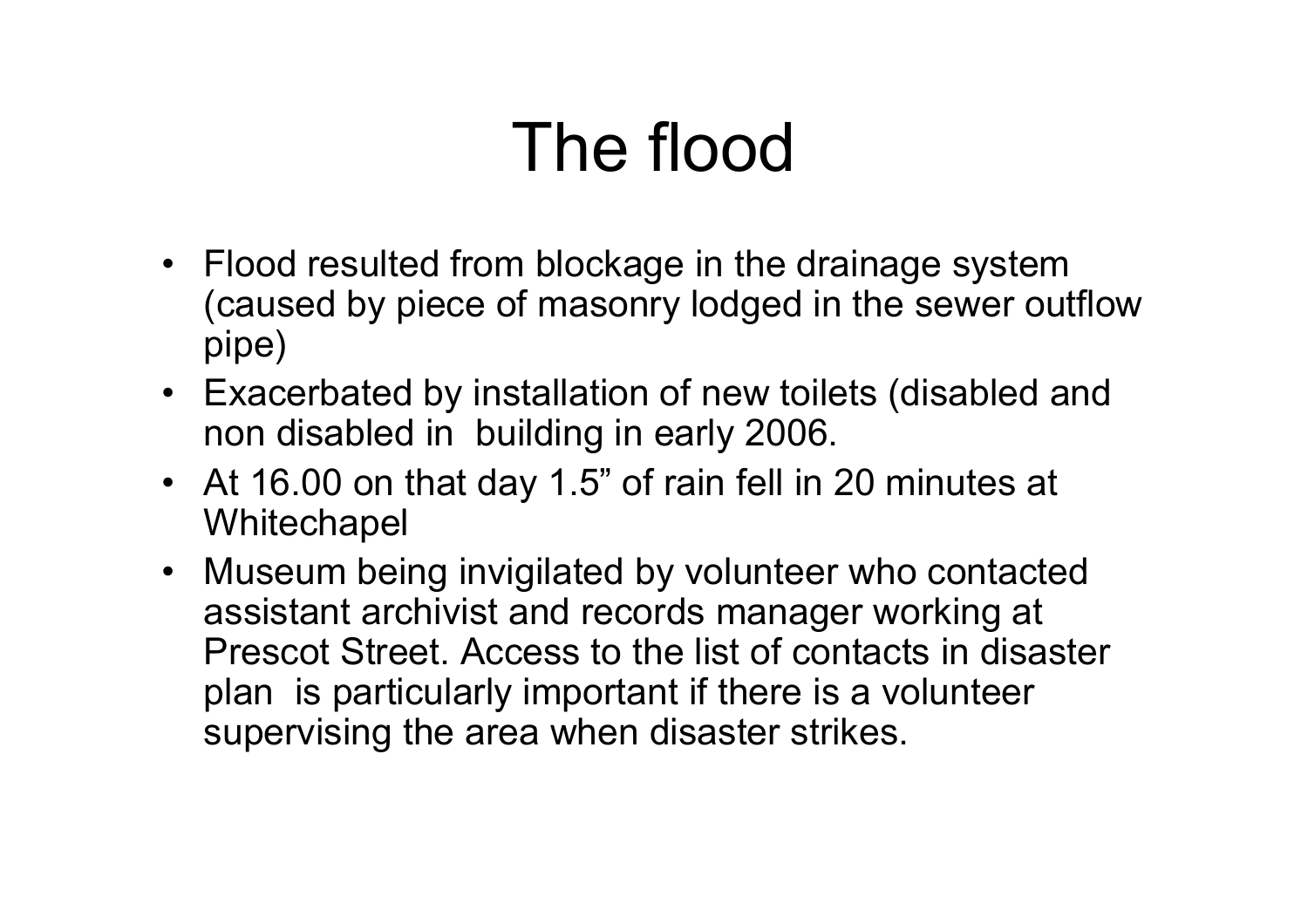# The flood

- Flood resulted from blockage in the drainage system (caused by piece of masonry lodged in the sewer outflow pipe)
- Exacerbated by installation of new toilets (disabled and non disabled in building in early 2006.
- At 16.00 on that day 1.5” of rain fell in 20 minutes at Whitechapel
- Museum being invigilated by volunteer who contacted assistant archivist and records manager working at Prescot Street. Access to the list of contacts in disaster plan is particularly important if there is a volunteer supervising the area when disaster strikes.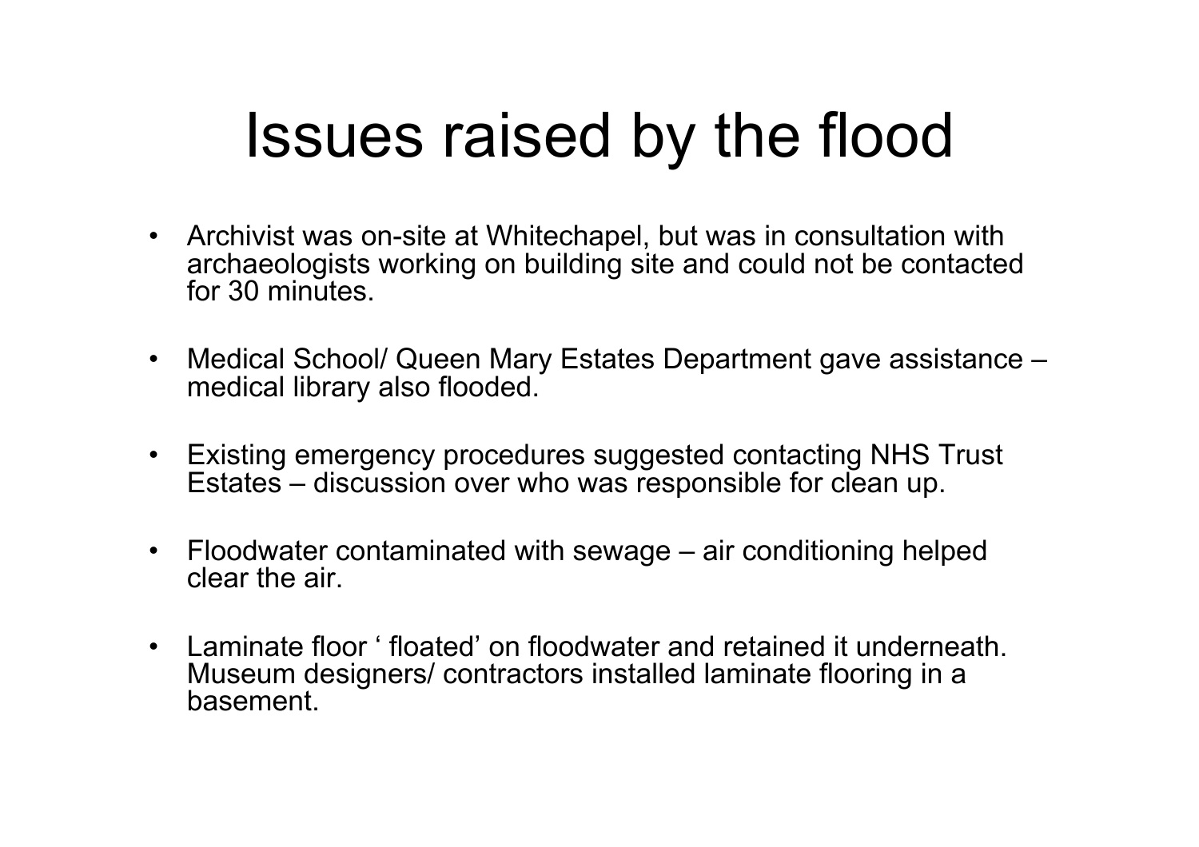# Issues raised by the flood

- Archivist was on-site at Whitechapel, but was in consultation with archaeologists working on building site and could not be contacted for 30 minutes.
- Medical School/ Queen Mary Estates Department gave assistance – medical library also flooded.
- Existing emergency procedures suggested contacting NHS Trust Estates – discussion over who was responsible for clean up.
- Floodwater contaminated with sewage – air conditioning helped clear the air.
- Laminate floor ' floated' on floodwater and retained it underneath. Museum designers/ contractors installed laminate flooring in a basement.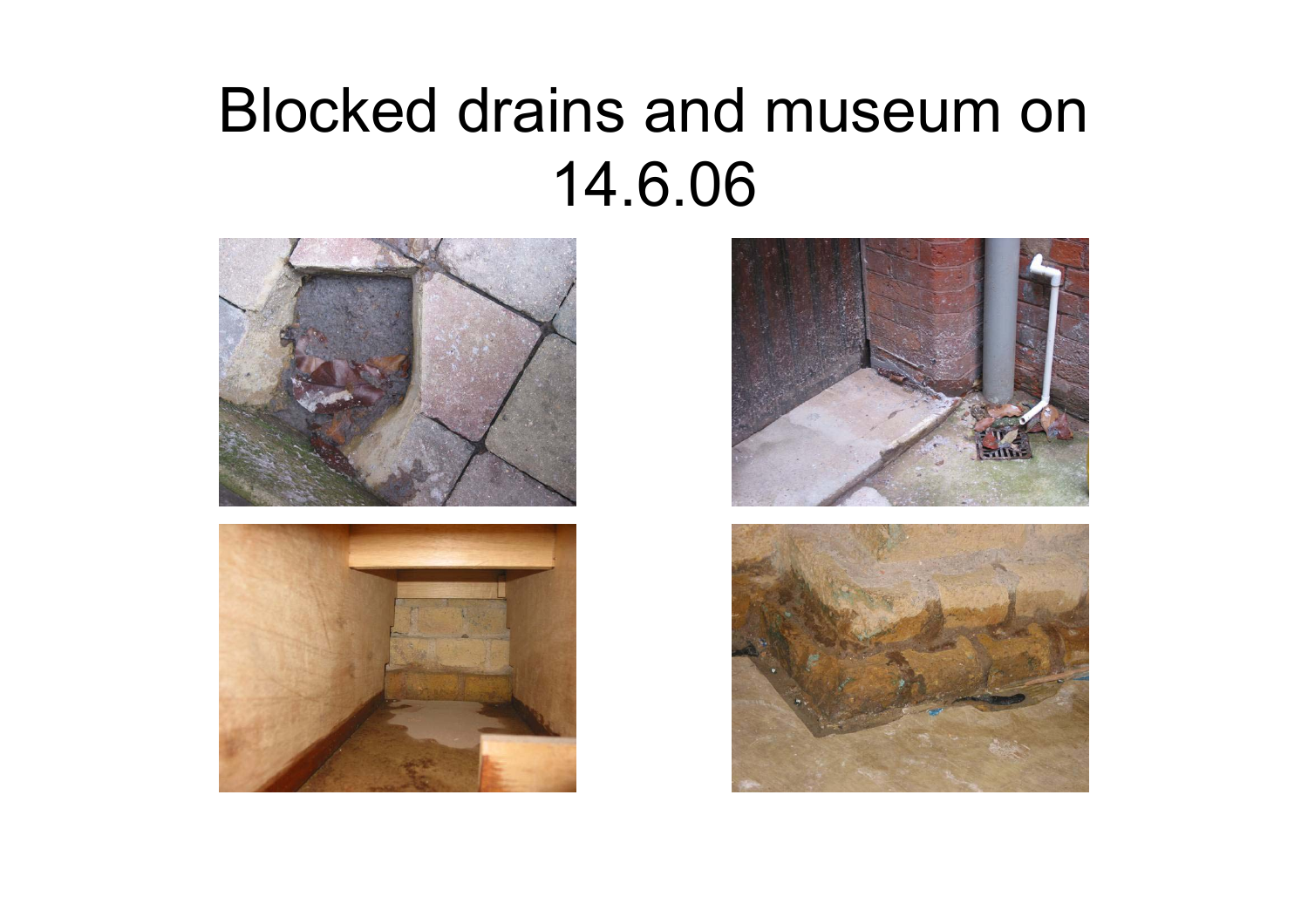# Blocked drains and museum on 14.6.06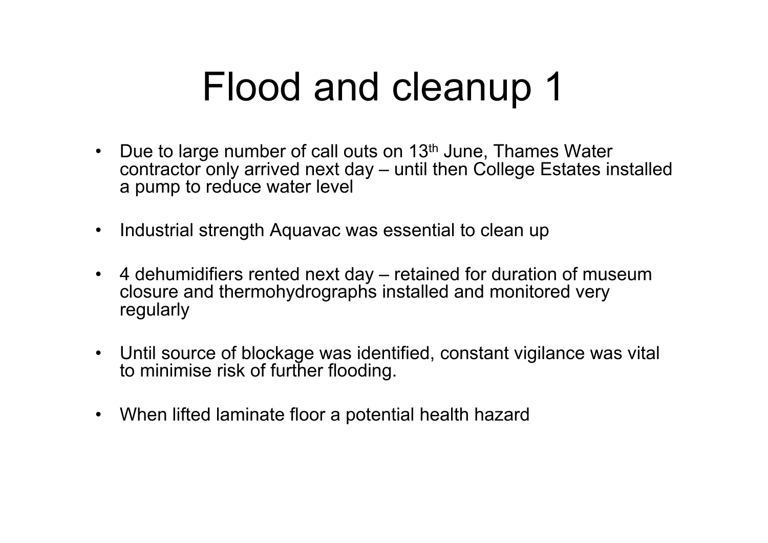# Flood and cleanup 1

- Due to large number of call outs on 13th June, Thames Water contractor only arrived next day – until then College Estates installed a pump to reduce water level
- Industrial strength Aquavac was essential to clean up
- 4 dehumidifiers rented next day – retained for duration of museum closure and thermohydrographs installed and monitored very regularly
- Until source of blockage was identified, constant vigilance was vital to minimise risk of further flooding.
- When lifted laminate floor a potential health hazard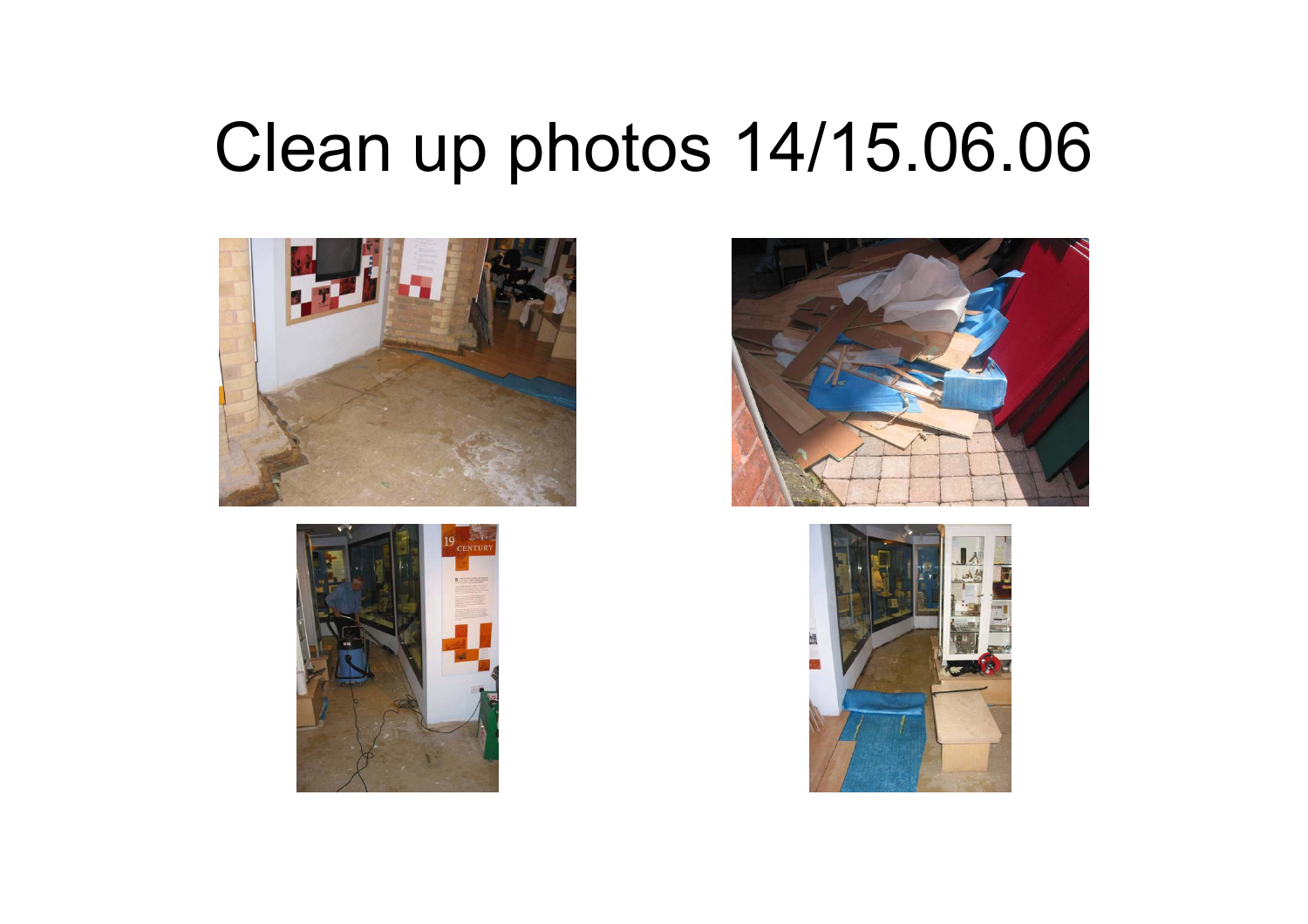# Clean up photos 14/15.06.06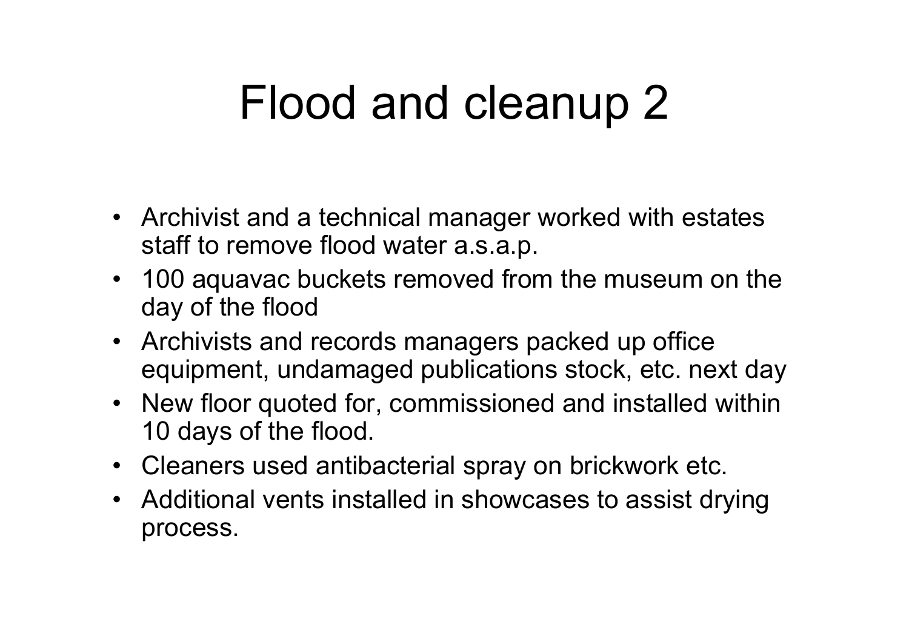# Flood and cleanup 2

- Archivist and a technical manager worked with estates staff to remove flood water a.s.a.p.
- 100 aquavac buckets removed from the museum on the day of the flood
- Archivists and records managers packed up office equipment, undamaged publications stock, etc. next day
- New floor quoted for, commissioned and installed within 10 days of the flood.
- Cleaners used antibacterial spray on brickwork etc.
- Additional vents installed in showcases to assist drying process.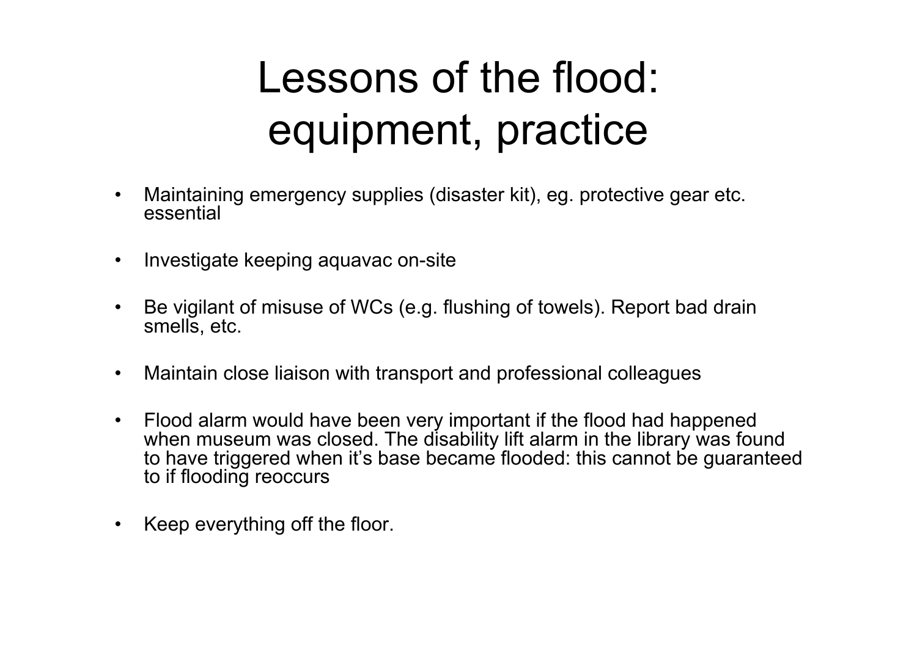# Lessons of the flood: equipment, practice

- Maintaining emergency supplies (disaster kit), eg. protective gear etc. essential
- Investigate keeping aquavac on-site
- Be vigilant of misuse of WCs (e.g. flushing of towels). Report bad drain smells, etc.
- Maintain close liaison with transport and professional colleagues
- Flood alarm would have been very important if the flood had happened when museum was closed. The disability lift alarm in the library was found to have triggered when it's base became flooded: this cannot be guaranteed to if flooding reoccurs
- Keep everything off the floor.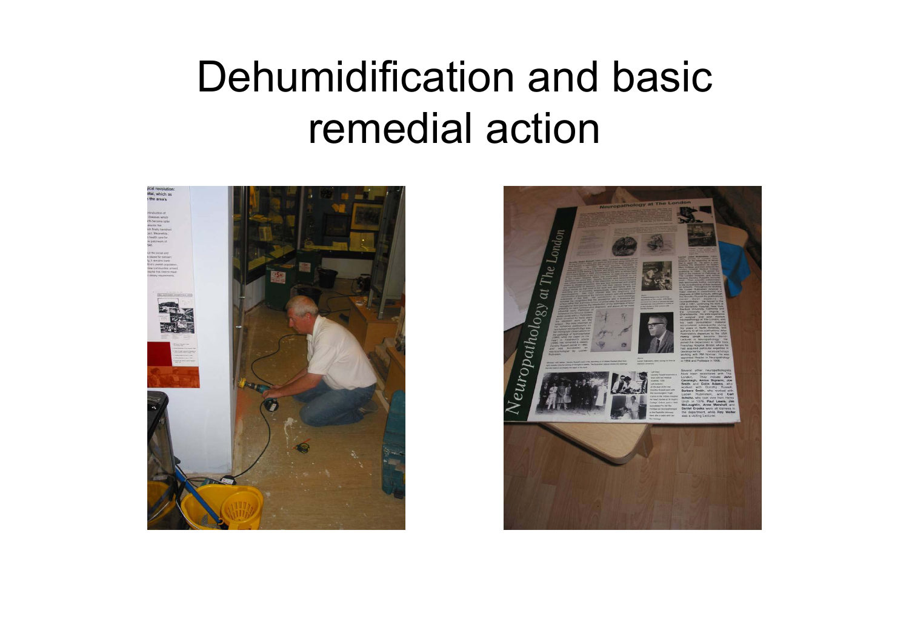# Dehumidification and basic remedial action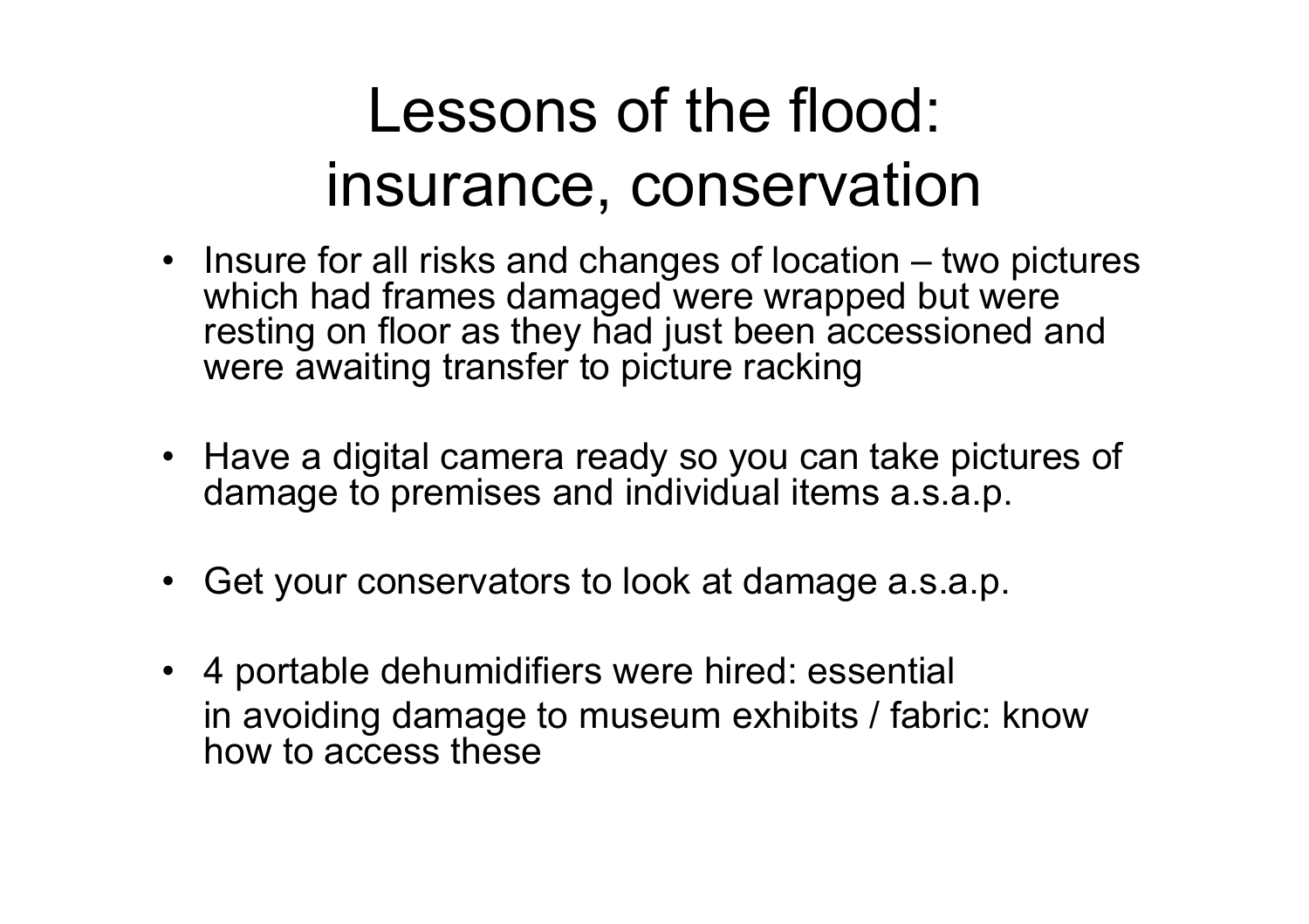# Lessons of the flood: insurance, conservation

- Insure for all risks and changes of location – two pictures which had frames damaged were wrapped but were resting on floor as they had just been accessioned and were awaiting transfer to picture racking

- Have a digital camera ready so you can take pictures of damage to premises and individual items a.s.a.p.

- Get your conservators to look at damage a.s.a.p.

- 4 portable dehumidifiers were hired: essential in avoiding damage to museum exhibits / fabric: know how to access these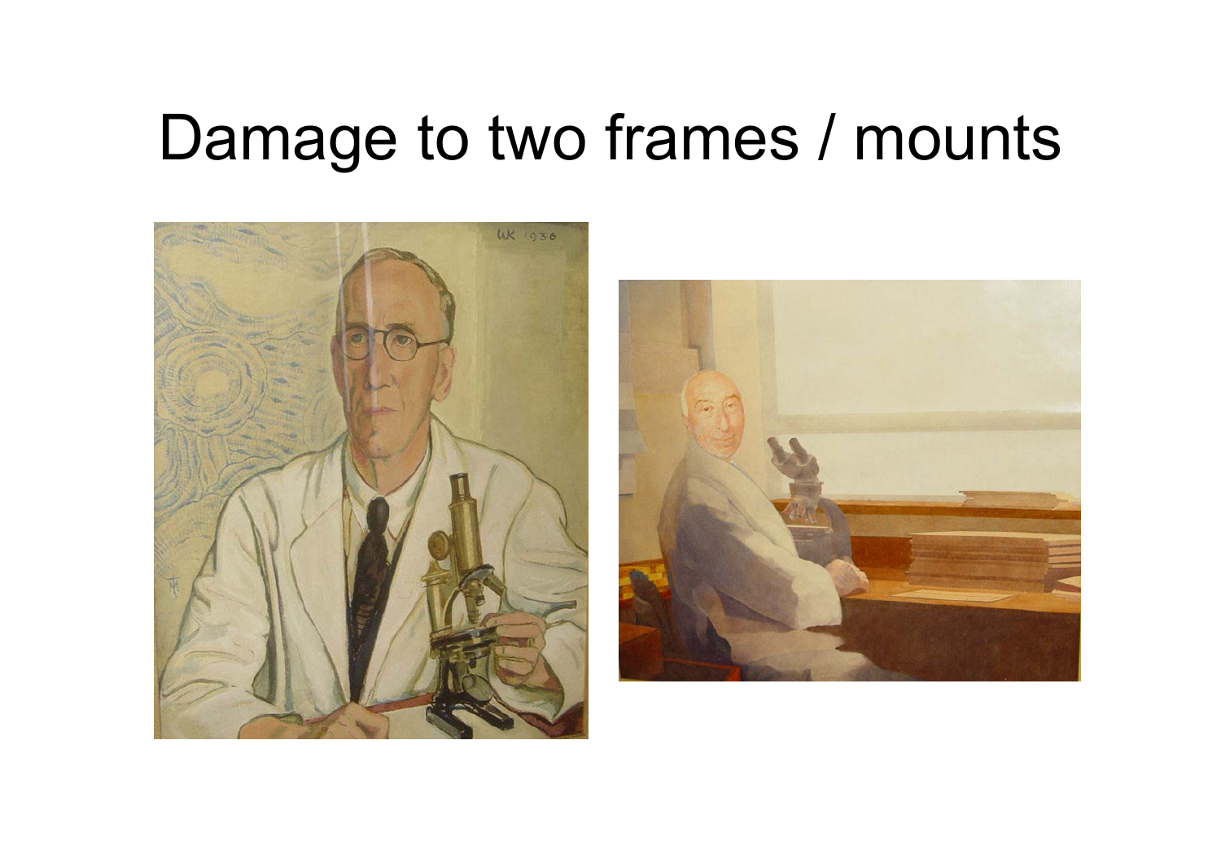# Damage to two frames / mounts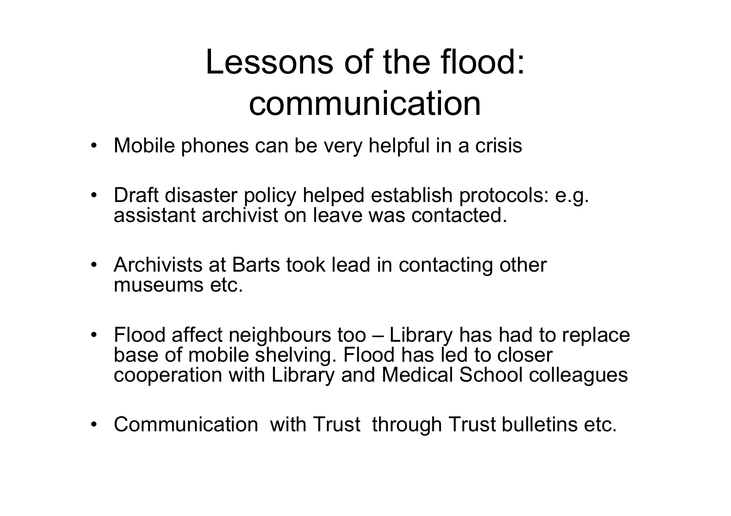# Lessons of the flood: communication

- Mobile phones can be very helpful in a crisis
- Draft disaster policy helped establish protocols: e.g. assistant archivist on leave was contacted.
- Archivists at Barts took lead in contacting other museums etc.
- Flood affect neighbours too – Library has had to replace base of mobile shelving. Flood has led to closer cooperation with Library and Medical School colleagues
- Communication with Trust through Trust bulletins etc.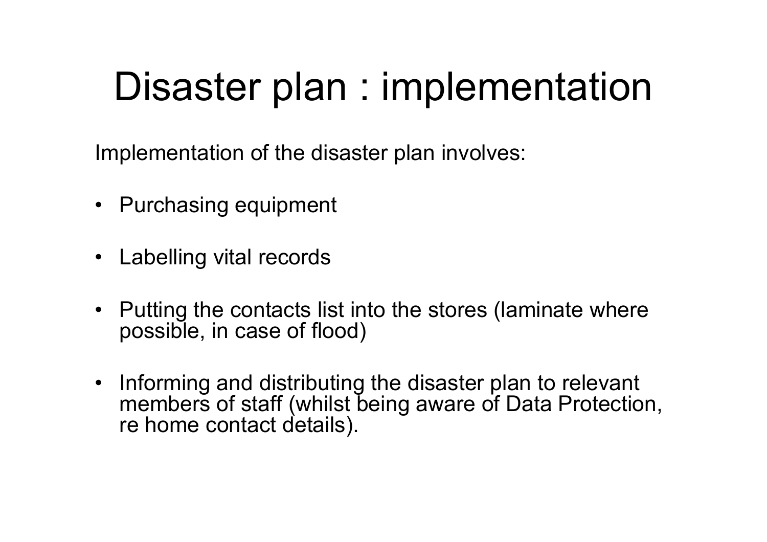# Disaster plan : implementation

Implementation of the disaster plan involves:

- Purchasing equipment
- Labelling vital records
- Putting the contacts list into the stores (laminate where possible, in case of flood)
- Informing and distributing the disaster plan to relevant members of staff (whilst being aware of Data Protection, re home contact details).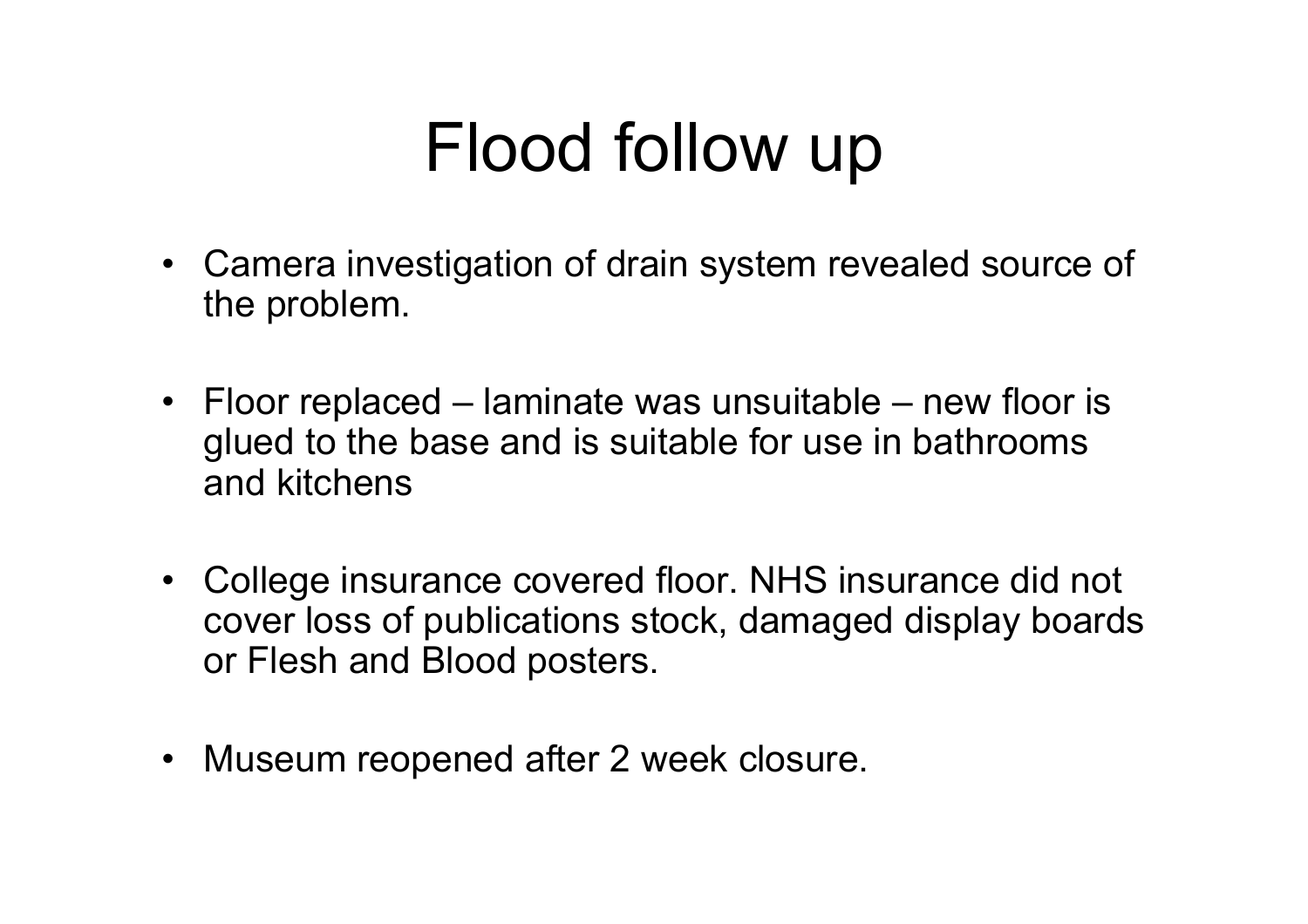# Flood follow up

- Camera investigation of drain system revealed source of the problem.
- Floor replaced – laminate was unsuitable – new floor is glued to the base and is suitable for use in bathrooms and kitchens
- College insurance covered floor. NHS insurance did not cover loss of publications stock, damaged display boards or Flesh and Blood posters.
- Museum reopened after 2 week closure.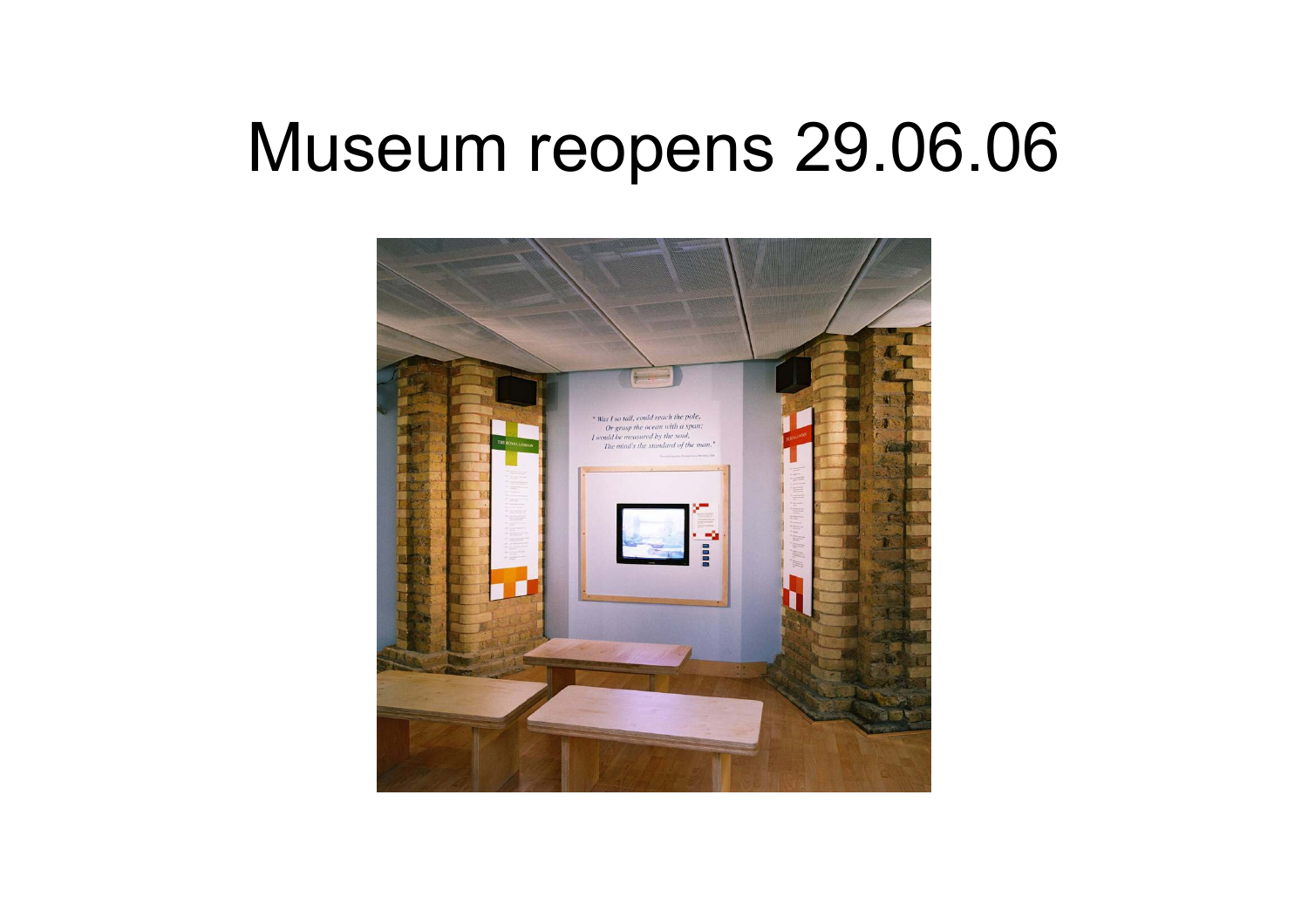# Museum reopens 29.06.06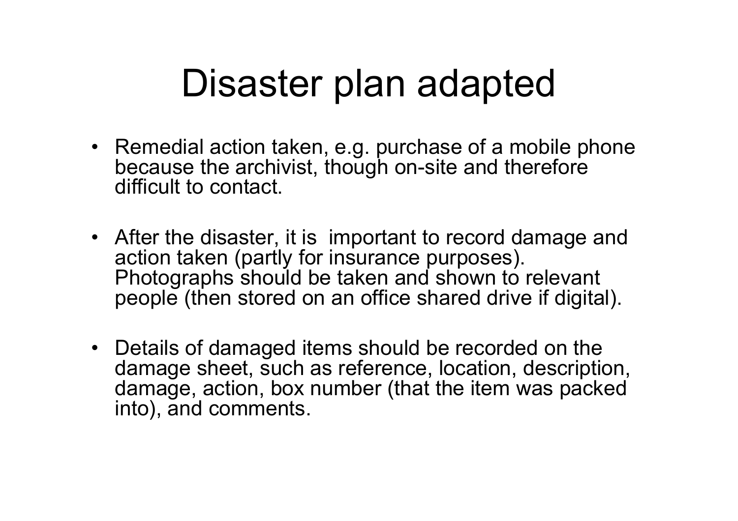# Disaster plan adapted

- Remedial action taken, e.g. purchase of a mobile phone because the archivist, though on-site and therefore difficult to contact.

- After the disaster, it is important to record damage and action taken (partly for insurance purposes). Photographs should be taken and shown to relevant people (then stored on an office shared drive if digital).

- Details of damaged items should be recorded on the damage sheet, such as reference, location, description, damage, action, box number (that the item was packed into), and comments.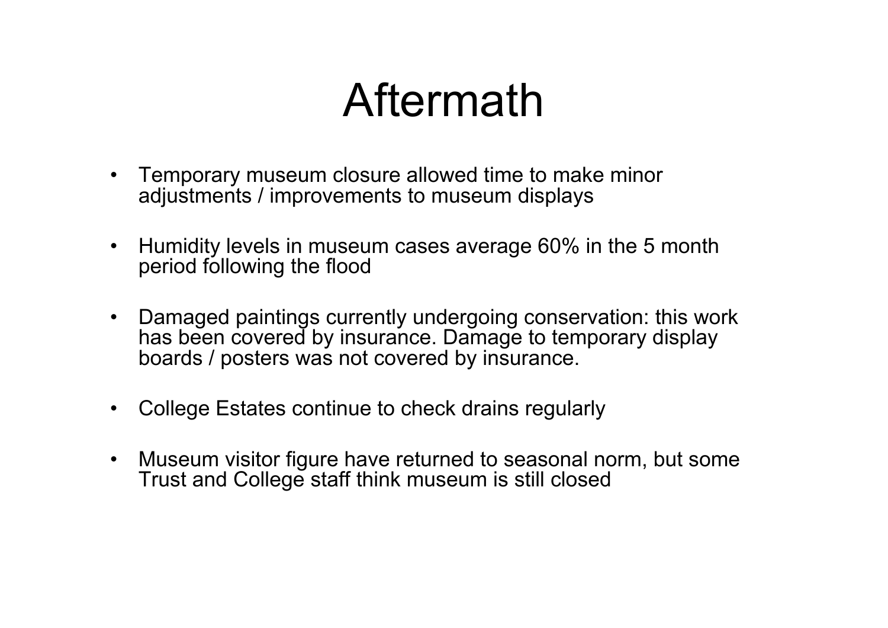# Aftermath

- Temporary museum closure allowed time to make minor adjustments / improvements to museum displays
- Humidity levels in museum cases average 60% in the 5 month period following the flood
- Damaged paintings currently undergoing conservation: this work has been covered by insurance. Damage to temporary display boards / posters was not covered by insurance.
- College Estates continue to check drains regularly
- Museum visitor figure have returned to seasonal norm, but some Trust and College staff think museum is still closed